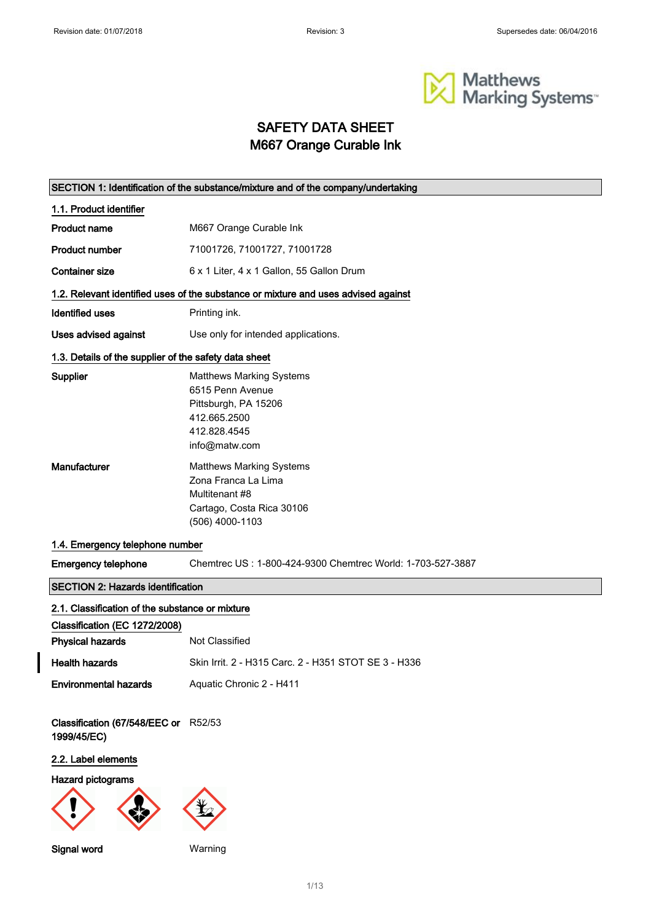Revision date: 01/07/2018 Revision: 3 Supersedes date: 06/04/2016

Matthews Marking Systems

# SAFETY DATA SHEET
# M667 Orange Curable Ink

## SECTION 1: Identification of the substance/mixture and of the company/undertaking

### 1.1. Product identifier

**Product name** M667 Orange Curable Ink

**Product number** 71001726, 71001727, 71001728

**Container size** 6 x 1 Liter, 4 x 1 Gallon, 55 Gallon Drum

### 1.2. Relevant identified uses of the substance or mixture and uses advised against

**Identified uses** Printing ink.

**Uses advised against** Use only for intended applications.

### 1.3. Details of the supplier of the safety data sheet

**Supplier**
Matthews Marking Systems
6515 Penn Avenue
Pittsburgh, PA 15206
412.665.2500
412.828.4545
info@matw.com

**Manufacturer**
Matthews Marking Systems
Zona Franca La Lima
Multitenant #8
Cartago, Costa Rica 30106
(506) 4000-1103

### 1.4. Emergency telephone number

**Emergency telephone** Chemtrec US : 1-800-424-9300 Chemtrec World: 1-703-527-3887

## SECTION 2: Hazards identification

### 2.1. Classification of the substance or mixture

**Classification (EC 1272/2008)**

**Physical hazards** Not Classified

**Health hazards** Skin Irrit. 2 - H315 Carc. 2 - H351 STOT SE 3 - H336

**Environmental hazards** Aquatic Chronic 2 - H411

**Classification (67/548/EEC or 1999/45/EC)** R52/53

### 2.2. Label elements

**Hazard pictograms**

**Signal word** Warning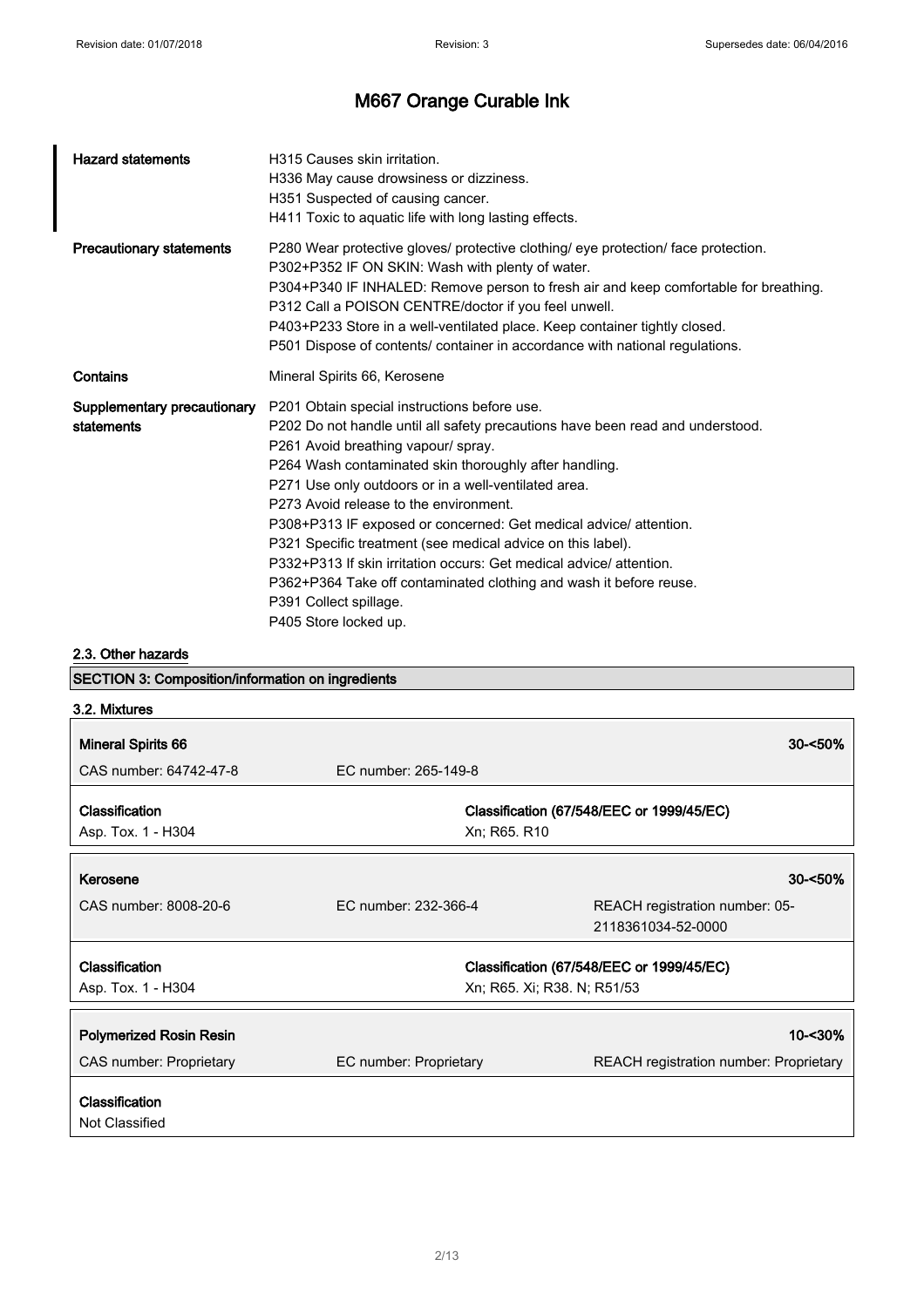# M667 Orange Curable Ink

| | |
|---|---|
| **Hazard statements** | H315 Causes skin irritation.<br>H336 May cause drowsiness or dizziness.<br>H351 Suspected of causing cancer.<br>H411 Toxic to aquatic life with long lasting effects. |
| **Precautionary statements** | P280 Wear protective gloves/ protective clothing/ eye protection/ face protection.<br>P302+P352 IF ON SKIN: Wash with plenty of water.<br>P304+P340 IF INHALED: Remove person to fresh air and keep comfortable for breathing.<br>P312 Call a POISON CENTRE/doctor if you feel unwell.<br>P403+P233 Store in a well-ventilated place. Keep container tightly closed.<br>P501 Dispose of contents/ container in accordance with national regulations. |
| **Contains** | Mineral Spirits 66, Kerosene |
| **Supplementary precautionary statements** | P201 Obtain special instructions before use.<br>P202 Do not handle until all safety precautions have been read and understood.<br>P261 Avoid breathing vapour/ spray.<br>P264 Wash contaminated skin thoroughly after handling.<br>P271 Use only outdoors or in a well-ventilated area.<br>P273 Avoid release to the environment.<br>P308+P313 IF exposed or concerned: Get medical advice/ attention.<br>P321 Specific treatment (see medical advice on this label).<br>P332+P313 If skin irritation occurs: Get medical advice/ attention.<br>P362+P364 Take off contaminated clothing and wash it before reuse.<br>P391 Collect spillage.<br>P405 Store locked up. |

### 2.3. Other hazards

## SECTION 3: Composition/information on ingredients

### 3.2. Mixtures

| **Mineral Spirits 66** | | 30-<50% |
|---|---|---|
| CAS number: 64742-47-8 | EC number: 265-149-8 | |
| **Classification** | **Classification (67/548/EEC or 1999/45/EC)** | |
| Asp. Tox. 1 - H304 | Xn; R65. R10 | |

| **Kerosene** | | 30-<50% |
|---|---|---|
| CAS number: 8008-20-6 | EC number: 232-366-4 | REACH registration number: 05-2118361034-52-0000 |
| **Classification** | **Classification (67/548/EEC or 1999/45/EC)** | |
| Asp. Tox. 1 - H304 | Xn; R65. Xi; R38. N; R51/53 | |

| **Polymerized Rosin Resin** | | 10-<30% |
|---|---|---|
| CAS number: Proprietary | EC number: Proprietary | REACH registration number: Proprietary |
| **Classification** | | |
| Not Classified | | |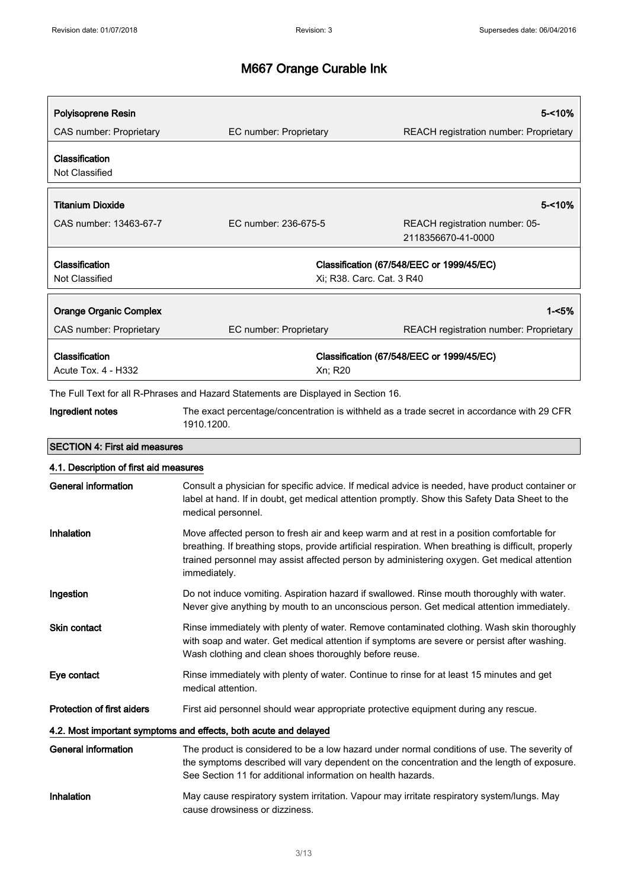# M667 Orange Curable Ink

| **Polyisoprene Resin** | | **5-<10%** |
|---|---|---|
| CAS number: Proprietary | EC number: Proprietary | REACH registration number: Proprietary |
| **Classification** | | |
| Not Classified | | |

| **Titanium Dioxide** | | **5-<10%** |
|---|---|---|
| CAS number: 13463-67-7 | EC number: 236-675-5 | REACH registration number: 05-2118356670-41-0000 |
| **Classification** | **Classification (67/548/EEC or 1999/45/EC)** | |
| Not Classified | Xi; R38. Carc. Cat. 3 R40 | |

| **Orange Organic Complex** | | **1-<5%** |
|---|---|---|
| CAS number: Proprietary | EC number: Proprietary | REACH registration number: Proprietary |
| **Classification** | **Classification (67/548/EEC or 1999/45/EC)** | |
| Acute Tox. 4 - H332 | Xn; R20 | |

The Full Text for all R-Phrases and Hazard Statements are Displayed in Section 16.

**Ingredient notes** The exact percentage/concentration is withheld as a trade secret in accordance with 29 CFR 1910.1200.

## SECTION 4: First aid measures

### 4.1. Description of first aid measures

**General information** Consult a physician for specific advice. If medical advice is needed, have product container or label at hand. If in doubt, get medical attention promptly. Show this Safety Data Sheet to the medical personnel.

**Inhalation** Move affected person to fresh air and keep warm and at rest in a position comfortable for breathing. If breathing stops, provide artificial respiration. When breathing is difficult, properly trained personnel may assist affected person by administering oxygen. Get medical attention immediately.

**Ingestion** Do not induce vomiting. Aspiration hazard if swallowed. Rinse mouth thoroughly with water. Never give anything by mouth to an unconscious person. Get medical attention immediately.

**Skin contact** Rinse immediately with plenty of water. Remove contaminated clothing. Wash skin thoroughly with soap and water. Get medical attention if symptoms are severe or persist after washing. Wash clothing and clean shoes thoroughly before reuse.

**Eye contact** Rinse immediately with plenty of water. Continue to rinse for at least 15 minutes and get medical attention.

**Protection of first aiders** First aid personnel should wear appropriate protective equipment during any rescue.

### 4.2. Most important symptoms and effects, both acute and delayed

**General information** The product is considered to be a low hazard under normal conditions of use. The severity of the symptoms described will vary dependent on the concentration and the length of exposure. See Section 11 for additional information on health hazards.

**Inhalation** May cause respiratory system irritation. Vapour may irritate respiratory system/lungs. May cause drowsiness or dizziness.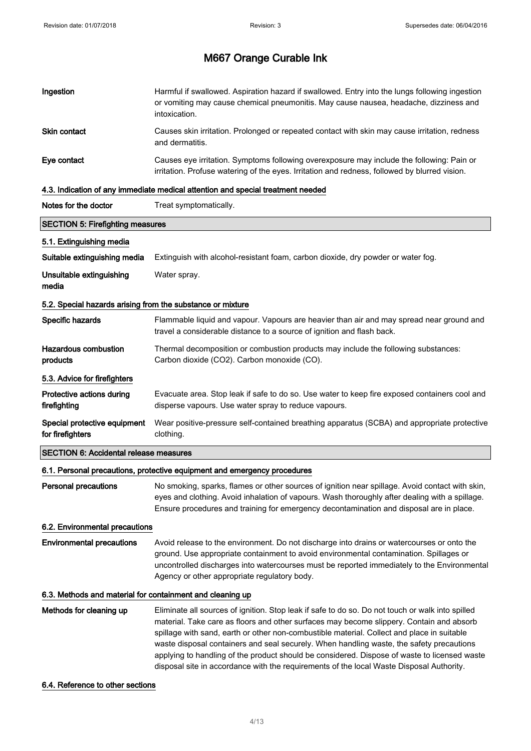| | |
|---|---|
| **Ingestion** | Harmful if swallowed. Aspiration hazard if swallowed. Entry into the lungs following ingestion or vomiting may cause chemical pneumonitis. May cause nausea, headache, dizziness and intoxication. |
| **Skin contact** | Causes skin irritation. Prolonged or repeated contact with skin may cause irritation, redness and dermatitis. |
| **Eye contact** | Causes eye irritation. Symptoms following overexposure may include the following: Pain or irritation. Profuse watering of the eyes. Irritation and redness, followed by blurred vision. |

### 4.3. Indication of any immediate medical attention and special treatment needed

| | |
|---|---|
| **Notes for the doctor** | Treat symptomatically. |

## SECTION 5: Firefighting measures

### 5.1. Extinguishing media

| | |
|---|---|
| **Suitable extinguishing media** | Extinguish with alcohol-resistant foam, carbon dioxide, dry powder or water fog. |
| **Unsuitable extinguishing media** | Water spray. |

### 5.2. Special hazards arising from the substance or mixture

| | |
|---|---|
| **Specific hazards** | Flammable liquid and vapour. Vapours are heavier than air and may spread near ground and travel a considerable distance to a source of ignition and flash back. |
| **Hazardous combustion products** | Thermal decomposition or combustion products may include the following substances: Carbon dioxide ($CO_2$). Carbon monoxide (CO). |

### 5.3. Advice for firefighters

| | |
|---|---|
| **Protective actions during firefighting** | Evacuate area. Stop leak if safe to do so. Use water to keep fire exposed containers cool and disperse vapours. Use water spray to reduce vapours. |
| **Special protective equipment for firefighters** | Wear positive-pressure self-contained breathing apparatus (SCBA) and appropriate protective clothing. |

## SECTION 6: Accidental release measures

### 6.1. Personal precautions, protective equipment and emergency procedures

| | |
|---|---|
| **Personal precautions** | No smoking, sparks, flames or other sources of ignition near spillage. Avoid contact with skin, eyes and clothing. Avoid inhalation of vapours. Wash thoroughly after dealing with a spillage. Ensure procedures and training for emergency decontamination and disposal are in place. |

### 6.2. Environmental precautions

| | |
|---|---|
| **Environmental precautions** | Avoid release to the environment. Do not discharge into drains or watercourses or onto the ground. Use appropriate containment to avoid environmental contamination. Spillages or uncontrolled discharges into watercourses must be reported immediately to the Environmental Agency or other appropriate regulatory body. |

### 6.3. Methods and material for containment and cleaning up

| | |
|---|---|
| **Methods for cleaning up** | Eliminate all sources of ignition. Stop leak if safe to do so. Do not touch or walk into spilled material. Take care as floors and other surfaces may become slippery. Contain and absorb spillage with sand, earth or other non-combustible material. Collect and place in suitable waste disposal containers and seal securely. When handling waste, the safety precautions applying to handling of the product should be considered. Dispose of waste to licensed waste disposal site in accordance with the requirements of the local Waste Disposal Authority. |

### 6.4. Reference to other sections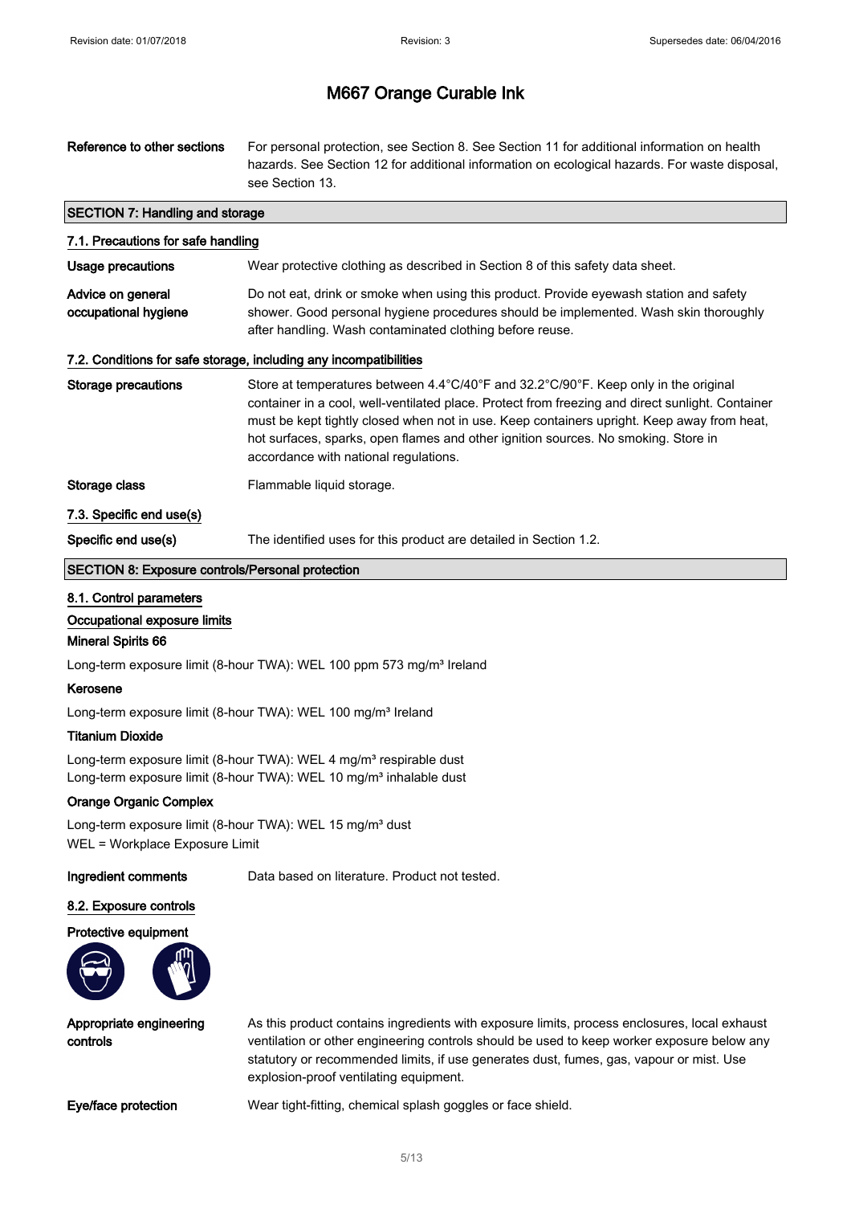# M667 Orange Curable Ink

| | |
|---|---|
| **Reference to other sections** | For personal protection, see Section 8. See Section 11 for additional information on health hazards. See Section 12 for additional information on ecological hazards. For waste disposal, see Section 13. |

## SECTION 7: Handling and storage

### 7.1. Precautions for safe handling

| | |
|---|---|
| **Usage precautions** | Wear protective clothing as described in Section 8 of this safety data sheet. |
| **Advice on general occupational hygiene** | Do not eat, drink or smoke when using this product. Provide eyewash station and safety shower. Good personal hygiene procedures should be implemented. Wash skin thoroughly after handling. Wash contaminated clothing before reuse. |

### 7.2. Conditions for safe storage, including any incompatibilities

| | |
|---|---|
| **Storage precautions** | Store at temperatures between 4.4°C/40°F and 32.2°C/90°F. Keep only in the original container in a cool, well-ventilated place. Protect from freezing and direct sunlight. Container must be kept tightly closed when not in use. Keep containers upright. Keep away from heat, hot surfaces, sparks, open flames and other ignition sources. No smoking. Store in accordance with national regulations. |
| **Storage class** | Flammable liquid storage. |

### 7.3. Specific end use(s)

| | |
|---|---|
| **Specific end use(s)** | The identified uses for this product are detailed in Section 1.2. |

## SECTION 8: Exposure controls/Personal protection

### 8.1. Control parameters

**Occupational exposure limits**

**Mineral Spirits 66**

Long-term exposure limit (8-hour TWA): WEL 100 ppm 573 mg/m³ Ireland

**Kerosene**

Long-term exposure limit (8-hour TWA): WEL 100 mg/m³ Ireland

**Titanium Dioxide**

Long-term exposure limit (8-hour TWA): WEL 4 mg/m³ respirable dust
Long-term exposure limit (8-hour TWA): WEL 10 mg/m³ inhalable dust

**Orange Organic Complex**

Long-term exposure limit (8-hour TWA): WEL 15 mg/m³ dust
WEL = Workplace Exposure Limit

| | |
|---|---|
| **Ingredient comments** | Data based on literature. Product not tested. |

### 8.2. Exposure controls

**Protective equipment**

| | |
|---|---|
| **Appropriate engineering controls** | As this product contains ingredients with exposure limits, process enclosures, local exhaust ventilation or other engineering controls should be used to keep worker exposure below any statutory or recommended limits, if use generates dust, fumes, gas, vapour or mist. Use explosion-proof ventilating equipment. |
| **Eye/face protection** | Wear tight-fitting, chemical splash goggles or face shield. |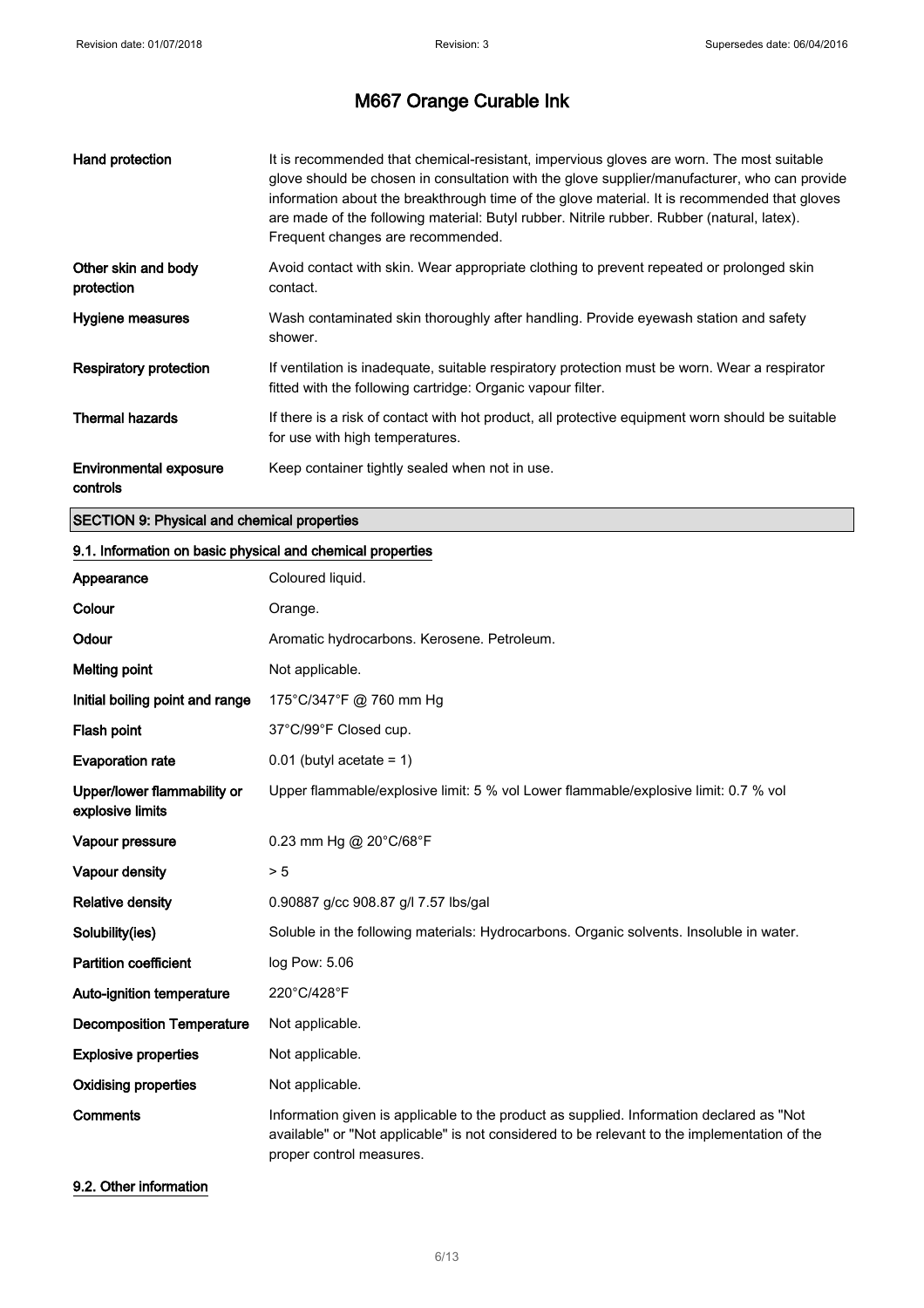# M667 Orange Curable Ink

| | |
|---|---|
| **Hand protection** | It is recommended that chemical-resistant, impervious gloves are worn. The most suitable glove should be chosen in consultation with the glove supplier/manufacturer, who can provide information about the breakthrough time of the glove material. It is recommended that gloves are made of the following material: Butyl rubber. Nitrile rubber. Rubber (natural, latex). Frequent changes are recommended. |
| **Other skin and body protection** | Avoid contact with skin. Wear appropriate clothing to prevent repeated or prolonged skin contact. |
| **Hygiene measures** | Wash contaminated skin thoroughly after handling. Provide eyewash station and safety shower. |
| **Respiratory protection** | If ventilation is inadequate, suitable respiratory protection must be worn. Wear a respirator fitted with the following cartridge: Organic vapour filter. |
| **Thermal hazards** | If there is a risk of contact with hot product, all protective equipment worn should be suitable for use with high temperatures. |
| **Environmental exposure controls** | Keep container tightly sealed when not in use. |

## SECTION 9: Physical and chemical properties

### 9.1. Information on basic physical and chemical properties

| | |
|---|---|
| **Appearance** | Coloured liquid. |
| **Colour** | Orange. |
| **Odour** | Aromatic hydrocarbons. Kerosene. Petroleum. |
| **Melting point** | Not applicable. |
| **Initial boiling point and range** | 175°C/347°F @ 760 mm Hg |
| **Flash point** | 37°C/99°F Closed cup. |
| **Evaporation rate** | 0.01 (butyl acetate = 1) |
| **Upper/lower flammability or explosive limits** | Upper flammable/explosive limit: 5 % vol Lower flammable/explosive limit: 0.7 % vol |
| **Vapour pressure** | 0.23 mm Hg @ 20°C/68°F |
| **Vapour density** | > 5 |
| **Relative density** | 0.90887 g/cc 908.87 g/l 7.57 lbs/gal |
| **Solubility(ies)** | Soluble in the following materials: Hydrocarbons. Organic solvents. Insoluble in water. |
| **Partition coefficient** | log Pow: 5.06 |
| **Auto-ignition temperature** | 220°C/428°F |
| **Decomposition Temperature** | Not applicable. |
| **Explosive properties** | Not applicable. |
| **Oxidising properties** | Not applicable. |
| **Comments** | Information given is applicable to the product as supplied. Information declared as "Not available" or "Not applicable" is not considered to be relevant to the implementation of the proper control measures. |

### 9.2. Other information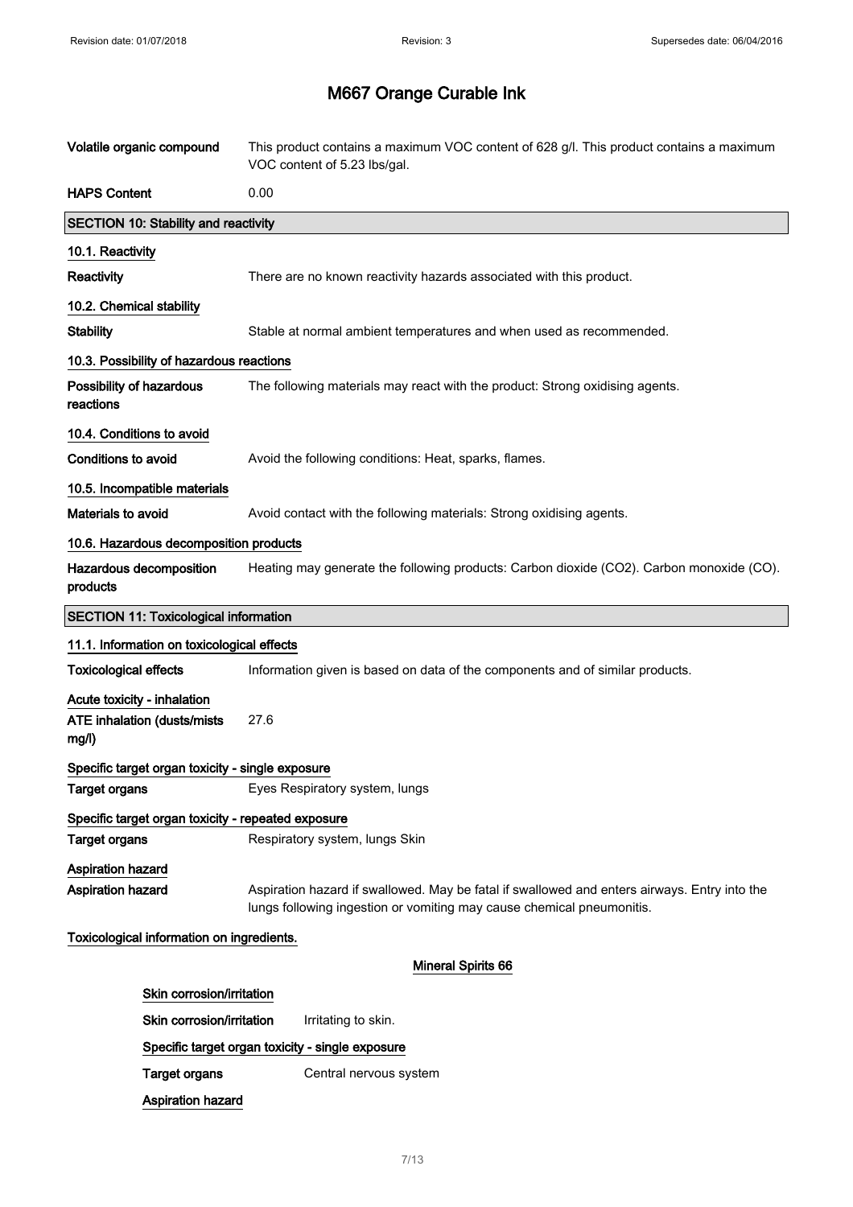# M667 Orange Curable Ink

**Volatile organic compound** This product contains a maximum VOC content of 628 g/l. This product contains a maximum VOC content of 5.23 lbs/gal.

**HAPS Content** 0.00

## SECTION 10: Stability and reactivity

### 10.1. Reactivity

**Reactivity** There are no known reactivity hazards associated with this product.

### 10.2. Chemical stability

**Stability** Stable at normal ambient temperatures and when used as recommended.

### 10.3. Possibility of hazardous reactions

**Possibility of hazardous reactions** The following materials may react with the product: Strong oxidising agents.

### 10.4. Conditions to avoid

**Conditions to avoid** Avoid the following conditions: Heat, sparks, flames.

### 10.5. Incompatible materials

**Materials to avoid** Avoid contact with the following materials: Strong oxidising agents.

### 10.6. Hazardous decomposition products

**Hazardous decomposition products** Heating may generate the following products: Carbon dioxide ($CO_2$). Carbon monoxide (CO).

## SECTION 11: Toxicological information

### 11.1. Information on toxicological effects

**Toxicological effects** Information given is based on data of the components and of similar products.

**Acute toxicity - inhalation**

**ATE inhalation (dusts/mists mg/l)** 27.6

**Specific target organ toxicity - single exposure**

**Target organs** Eyes Respiratory system, lungs

**Specific target organ toxicity - repeated exposure**

**Target organs** Respiratory system, lungs Skin

**Aspiration hazard**

**Aspiration hazard** Aspiration hazard if swallowed. May be fatal if swallowed and enters airways. Entry into the lungs following ingestion or vomiting may cause chemical pneumonitis.

**Toxicological information on ingredients.**

**Mineral Spirits 66**

**Skin corrosion/irritation**

**Skin corrosion/irritation** Irritating to skin.

**Specific target organ toxicity - single exposure**

**Target organs** Central nervous system

**Aspiration hazard**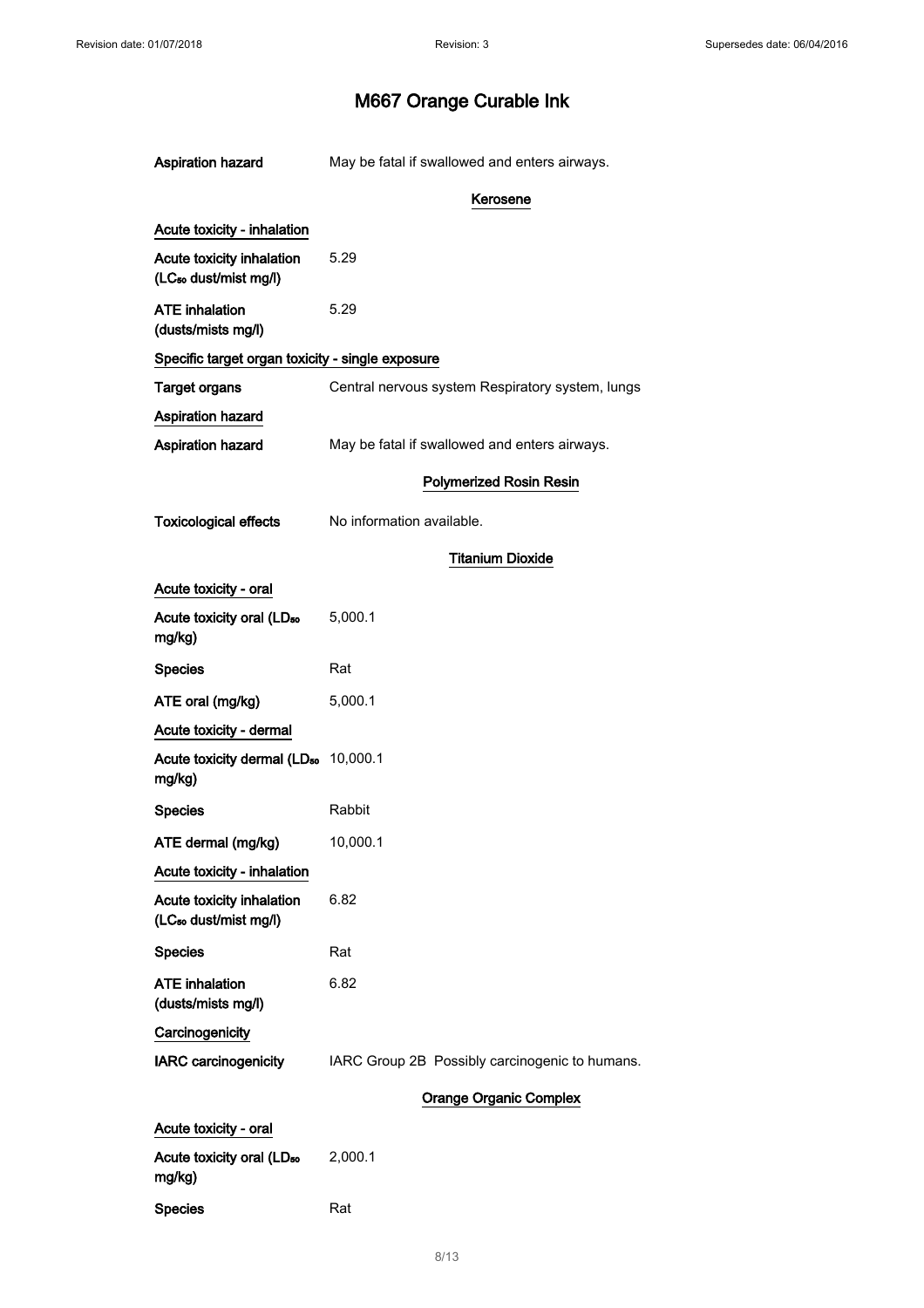# M667 Orange Curable Ink

**Aspiration hazard** May be fatal if swallowed and enters airways.

### Kerosene

**Acute toxicity - inhalation**

| | |
|---|---|
| **Acute toxicity inhalation ($LC_{50}$ dust/mist mg/l)** | 5.29 |
| **ATE inhalation (dusts/mists mg/l)** | 5.29 |

**Specific target organ toxicity - single exposure**

| | |
|---|---|
| **Target organs** | Central nervous system Respiratory system, lungs |

**Aspiration hazard**

| | |
|---|---|
| **Aspiration hazard** | May be fatal if swallowed and enters airways. |

### Polymerized Rosin Resin

| | |
|---|---|
| **Toxicological effects** | No information available. |

### Titanium Dioxide

**Acute toxicity - oral**

| | |
|---|---|
| **Acute toxicity oral ($LD_{50}$ mg/kg)** | 5,000.1 |
| **Species** | Rat |
| **ATE oral (mg/kg)** | 5,000.1 |

**Acute toxicity - dermal**

| | |
|---|---|
| **Acute toxicity dermal ($LD_{50}$ mg/kg)** | 10,000.1 |
| **Species** | Rabbit |
| **ATE dermal (mg/kg)** | 10,000.1 |

**Acute toxicity - inhalation**

| | |
|---|---|
| **Acute toxicity inhalation ($LC_{50}$ dust/mist mg/l)** | 6.82 |
| **Species** | Rat |
| **ATE inhalation (dusts/mists mg/l)** | 6.82 |

**Carcinogenicity**

| | |
|---|---|
| **IARC carcinogenicity** | IARC Group 2B Possibly carcinogenic to humans. |

### Orange Organic Complex

**Acute toxicity - oral**

| | |
|---|---|
| **Acute toxicity oral ($LD_{50}$ mg/kg)** | 2,000.1 |
| **Species** | Rat |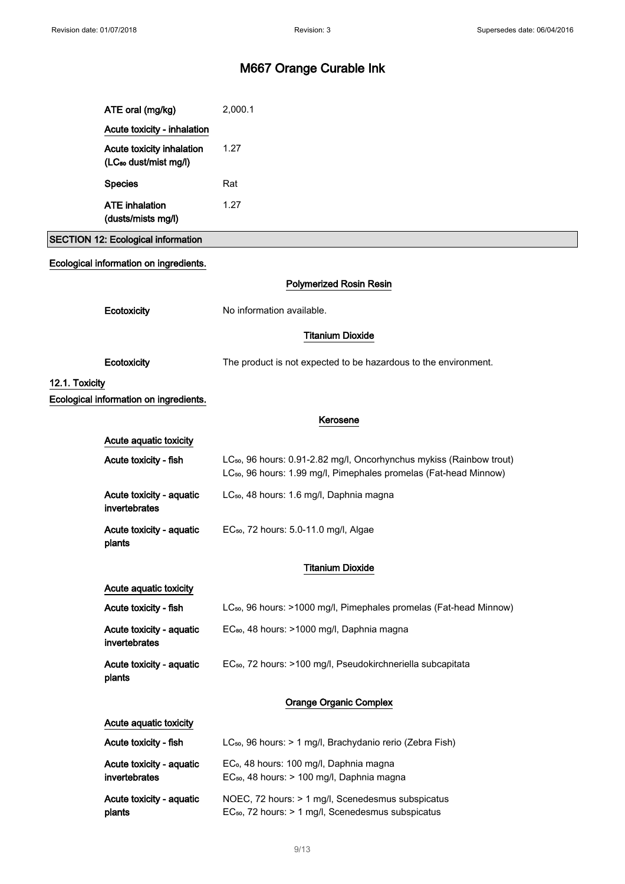# M667 Orange Curable Ink

| | |
|---|---|
| ATE oral (mg/kg) | 2,000.1 |
| **Acute toxicity - inhalation** | |
| Acute toxicity inhalation ($LC_{50}$ dust/mist mg/l) | 1.27 |
| Species | Rat |
| ATE inhalation (dusts/mists mg/l) | 1.27 |

## SECTION 12: Ecological information

**Ecological information on ingredients.**

### Polymerized Rosin Resin

| | |
|---|---|
| Ecotoxicity | No information available. |

### Titanium Dioxide

| | |
|---|---|
| Ecotoxicity | The product is not expected to be hazardous to the environment. |

### 12.1. Toxicity

**Ecological information on ingredients.**

### Kerosene

**Acute aquatic toxicity**

| | |
|---|---|
| Acute toxicity - fish | $LC_{50}$, 96 hours: 0.91-2.82 mg/l, Oncorhynchus mykiss (Rainbow trout)<br>$LC_{50}$, 96 hours: 1.99 mg/l, Pimephales promelas (Fat-head Minnow) |
| Acute toxicity - aquatic invertebrates | $LC_{50}$, 48 hours: 1.6 mg/l, Daphnia magna |
| Acute toxicity - aquatic plants | $EC_{50}$, 72 hours: 5.0-11.0 mg/l, Algae |

### Titanium Dioxide

**Acute aquatic toxicity**

| | |
|---|---|
| Acute toxicity - fish | $LC_{50}$, 96 hours: >1000 mg/l, Pimephales promelas (Fat-head Minnow) |
| Acute toxicity - aquatic invertebrates | $EC_{80}$, 48 hours: >1000 mg/l, Daphnia magna |
| Acute toxicity - aquatic plants | $EC_{50}$, 72 hours: >100 mg/l, Pseudokirchneriella subcapitata |

### Orange Organic Complex

**Acute aquatic toxicity**

| | |
|---|---|
| Acute toxicity - fish | $LC_{50}$, 96 hours: > 1 mg/l, Brachydanio rerio (Zebra Fish) |
| Acute toxicity - aquatic invertebrates | $EC_{0}$, 48 hours: 100 mg/l, Daphnia magna<br>$EC_{50}$, 48 hours: > 100 mg/l, Daphnia magna |
| Acute toxicity - aquatic plants | NOEC, 72 hours: > 1 mg/l, Scenedesmus subspicatus<br>$EC_{50}$, 72 hours: > 1 mg/l, Scenedesmus subspicatus |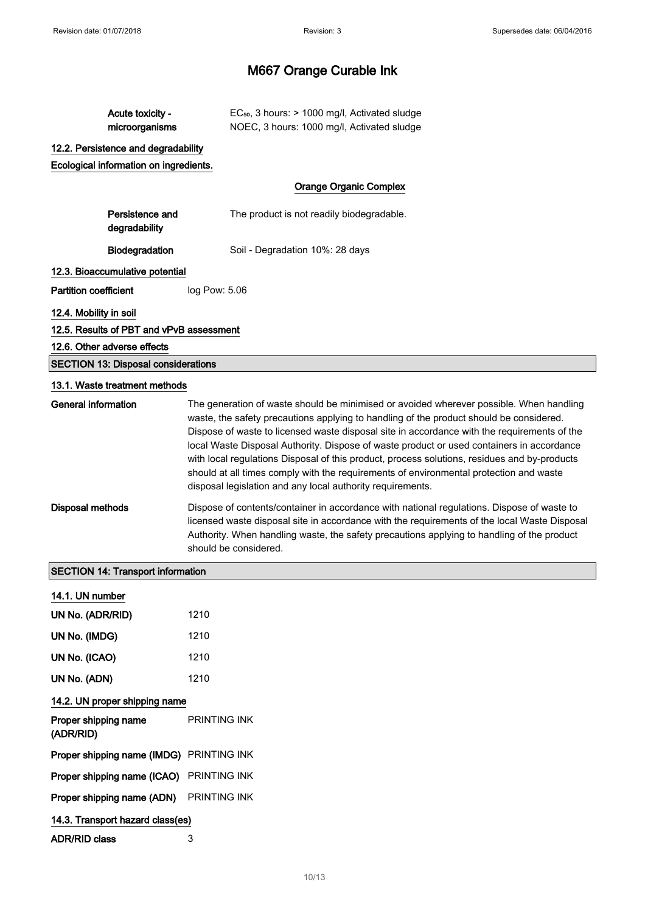# M667 Orange Curable Ink

| | |
|---|---|
| Acute toxicity - microorganisms | $EC_{50}$, 3 hours: > 1000 mg/l, Activated sludge<br>NOEC, 3 hours: 1000 mg/l, Activated sludge |

### 12.2. Persistence and degradability

Ecological information on ingredients.

**Orange Organic Complex**

| | |
|---|---|
| Persistence and degradability | The product is not readily biodegradable. |
| Biodegradation | Soil - Degradation 10%: 28 days |

### 12.3. Bioaccumulative potential

| | |
|---|---|
| Partition coefficient | log Pow: 5.06 |

### 12.4. Mobility in soil

### 12.5. Results of PBT and vPvB assessment

### 12.6. Other adverse effects

## SECTION 13: Disposal considerations

### 13.1. Waste treatment methods

| | |
|---|---|
| General information | The generation of waste should be minimised or avoided wherever possible. When handling waste, the safety precautions applying to handling of the product should be considered. Dispose of waste to licensed waste disposal site in accordance with the requirements of the local Waste Disposal Authority. Dispose of waste product or used containers in accordance with local regulations Disposal of this product, process solutions, residues and by-products should at all times comply with the requirements of environmental protection and waste disposal legislation and any local authority requirements. |
| Disposal methods | Dispose of contents/container in accordance with national regulations. Dispose of waste to licensed waste disposal site in accordance with the requirements of the local Waste Disposal Authority. When handling waste, the safety precautions applying to handling of the product should be considered. |

## SECTION 14: Transport information

### 14.1. UN number

| | |
|---|---|
| UN No. (ADR/RID) | 1210 |
| UN No. (IMDG) | 1210 |
| UN No. (ICAO) | 1210 |
| UN No. (ADN) | 1210 |

### 14.2. UN proper shipping name

| | |
|---|---|
| Proper shipping name (ADR/RID) | PRINTING INK |
| Proper shipping name (IMDG) | PRINTING INK |
| Proper shipping name (ICAO) | PRINTING INK |
| Proper shipping name (ADN) | PRINTING INK |

### 14.3. Transport hazard class(es)

| | |
|---|---|
| ADR/RID class | 3 |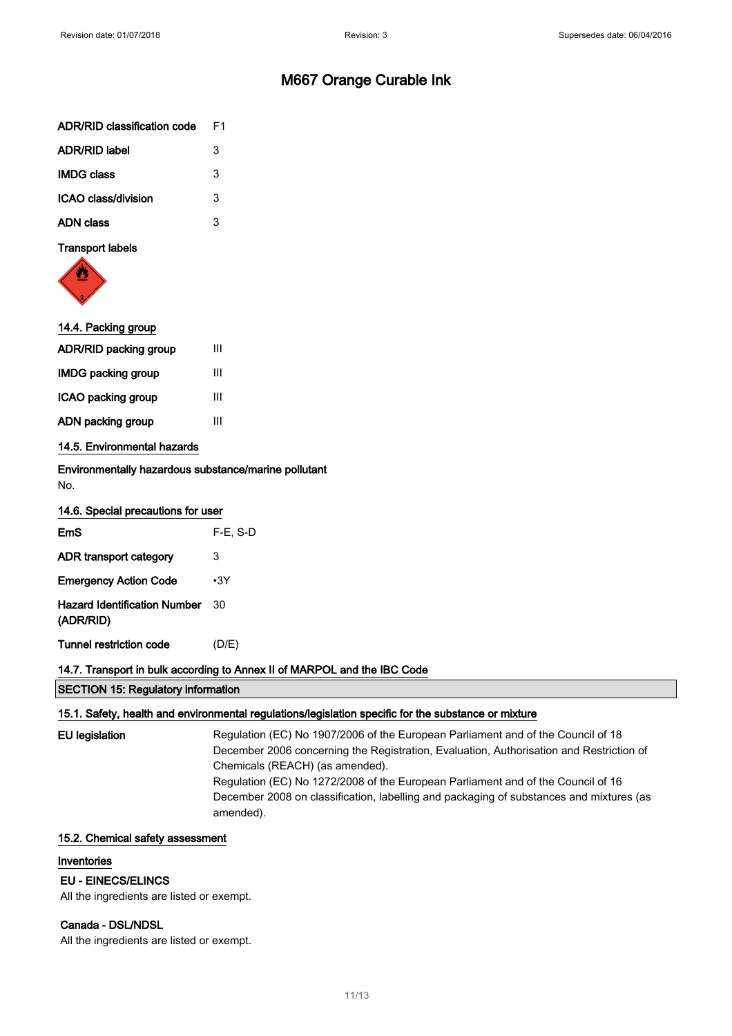# M667 Orange Curable Ink

| | |
|---|---|
| **ADR/RID classification code** | F1 |
| **ADR/RID label** | 3 |
| **IMDG class** | 3 |
| **ICAO class/division** | 3 |
| **ADN class** | 3 |

**Transport labels**

### 14.4. Packing group

| | |
|---|---|
| **ADR/RID packing group** | III |
| **IMDG packing group** | III |
| **ICAO packing group** | III |
| **ADN packing group** | III |

### 14.5. Environmental hazards

**Environmentally hazardous substance/marine pollutant**

No.

### 14.6. Special precautions for user

| | |
|---|---|
| **EmS** | F-E, S-D |
| **ADR transport category** | 3 |
| **Emergency Action Code** | •3Y |
| **Hazard Identification Number (ADR/RID)** | 30 |
| **Tunnel restriction code** | (D/E) |

### 14.7. Transport in bulk according to Annex II of MARPOL and the IBC Code

## SECTION 15: Regulatory information

### 15.1. Safety, health and environmental regulations/legislation specific for the substance or mixture

**EU legislation**

Regulation (EC) No 1907/2006 of the European Parliament and of the Council of 18 December 2006 concerning the Registration, Evaluation, Authorisation and Restriction of Chemicals (REACH) (as amended).

Regulation (EC) No 1272/2008 of the European Parliament and of the Council of 16 December 2008 on classification, labelling and packaging of substances and mixtures (as amended).

### 15.2. Chemical safety assessment

**Inventories**

**EU - EINECS/ELINCS**

All the ingredients are listed or exempt.

**Canada - DSL/NDSL**

All the ingredients are listed or exempt.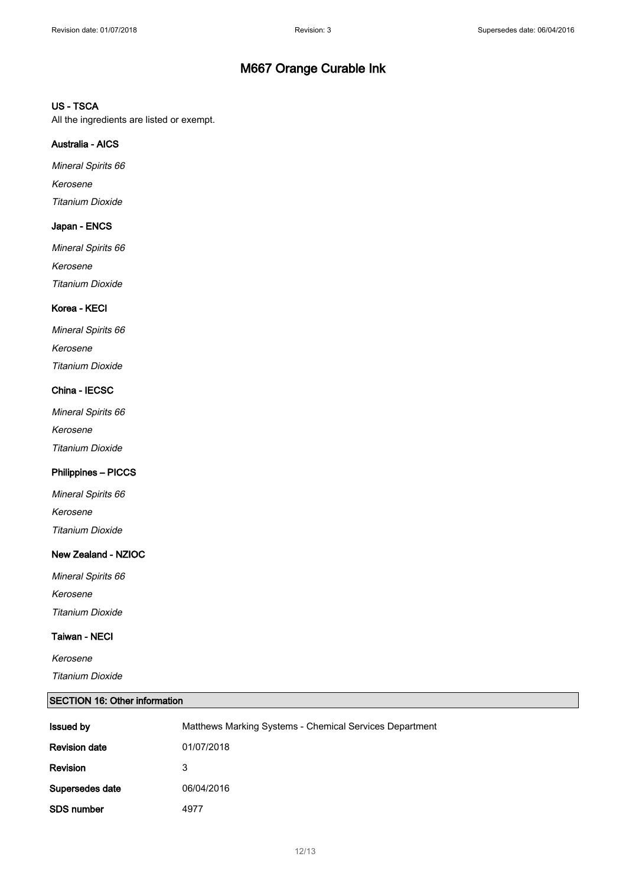# M667 Orange Curable Ink

### US - TSCA

All the ingredients are listed or exempt.

### Australia - AICS

*Mineral Spirits 66*

*Kerosene*

*Titanium Dioxide*

### Japan - ENCS

*Mineral Spirits 66*

*Kerosene*

*Titanium Dioxide*

### Korea - KECI

*Mineral Spirits 66*

*Kerosene*

*Titanium Dioxide*

### China - IECSC

*Mineral Spirits 66*

*Kerosene*

*Titanium Dioxide*

### Philippines – PICCS

*Mineral Spirits 66*

*Kerosene*

*Titanium Dioxide*

### New Zealand - NZIOC

*Mineral Spirits 66*

*Kerosene*

*Titanium Dioxide*

### Taiwan - NECI

*Kerosene*

*Titanium Dioxide*

## SECTION 16: Other information

| | |
|---|---|
| **Issued by** | Matthews Marking Systems - Chemical Services Department |
| **Revision date** | 01/07/2018 |
| **Revision** | 3 |
| **Supersedes date** | 06/04/2016 |
| **SDS number** | 4977 |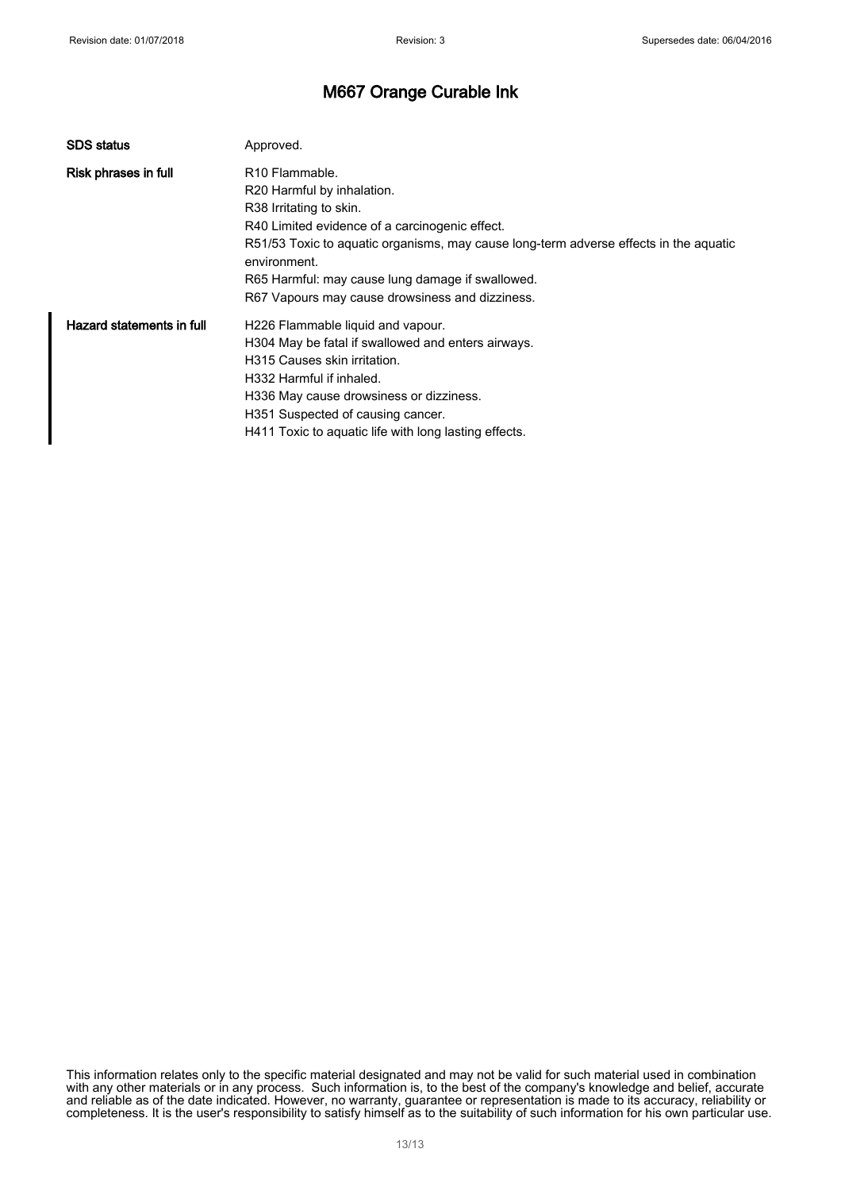# M667 Orange Curable Ink

| | |
|---|---|
| **SDS status** | Approved. |
| **Risk phrases in full** | R10 Flammable.<br>R20 Harmful by inhalation.<br>R38 Irritating to skin.<br>R40 Limited evidence of a carcinogenic effect.<br>R51/53 Toxic to aquatic organisms, may cause long-term adverse effects in the aquatic environment.<br>R65 Harmful: may cause lung damage if swallowed.<br>R67 Vapours may cause drowsiness and dizziness. |
| **Hazard statements in full** | H226 Flammable liquid and vapour.<br>H304 May be fatal if swallowed and enters airways.<br>H315 Causes skin irritation.<br>H332 Harmful if inhaled.<br>H336 May cause drowsiness or dizziness.<br>H351 Suspected of causing cancer.<br>H411 Toxic to aquatic life with long lasting effects. |

This information relates only to the specific material designated and may not be valid for such material used in combination with any other materials or in any process. Such information is, to the best of the company's knowledge and belief, accurate and reliable as of the date indicated. However, no warranty, guarantee or representation is made to its accuracy, reliability or completeness. It is the user's responsibility to satisfy himself as to the suitability of such information for his own particular use.